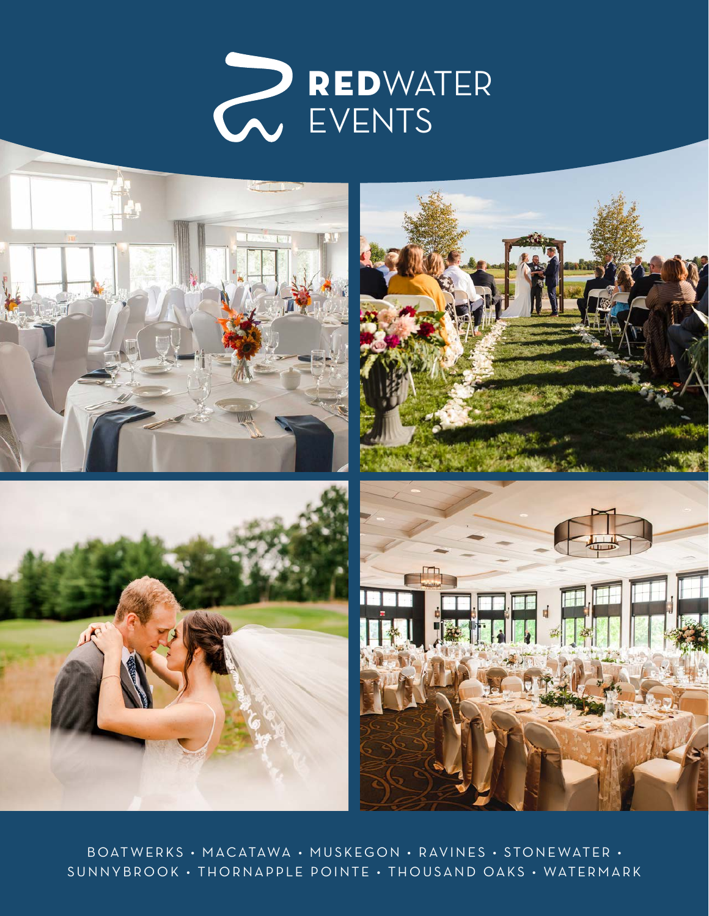# REDWATER EVENTS

BOATWERKS • MACATAWA • MUSKEGON • RAVINES • STONEWATER • SUNNYBROOK • THORNAPPLE POINTE • THOUSAND OAKS • WATERMARK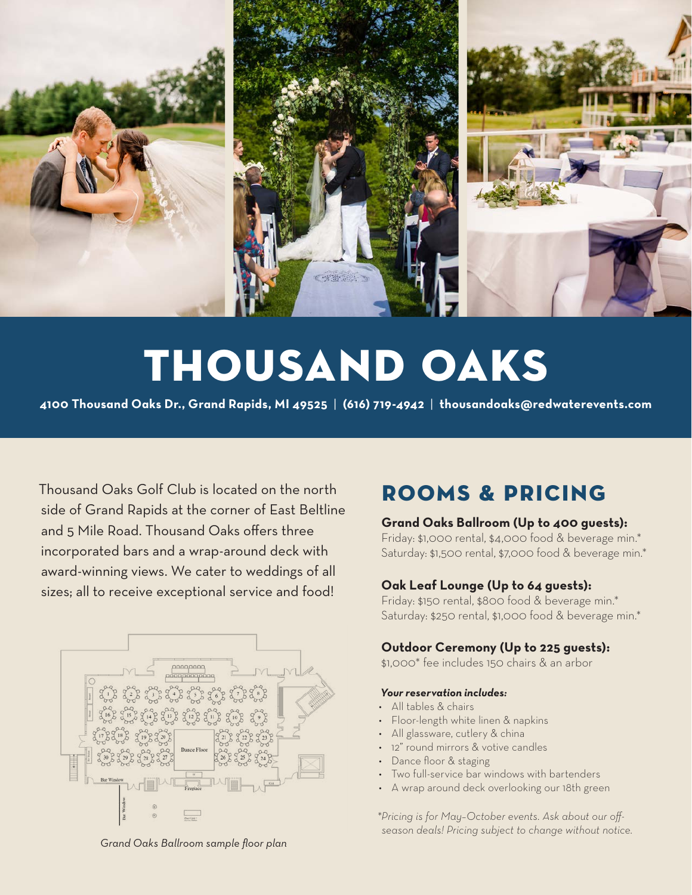# THOUSAND OAKS

**4100 Thousand Oaks Dr., Grand Rapids, MI 49525 | (616) 719-4942 | thousandoaks@redwaterevents.com**

Thousand Oaks Golf Club is located on the north side of Grand Rapids at the corner of East Beltline and 5 Mile Road. Thousand Oaks offers three incorporated bars and a wrap-around deck with award-winning views. We cater to weddings of all sizes; all to receive exceptional service and food!

*Grand Oaks Ballroom sample floor plan*

## ROOMS & PRICING

**Grand Oaks Ballroom (Up to 400 guests):**
Friday: $1,000 rental, $4,000 food & beverage min.*
Saturday: $1,500 rental, $7,000 food & beverage min.*

**Oak Leaf Lounge (Up to 64 guests):**
Friday: $150 rental, $800 food & beverage min.*
Saturday: $250 rental, $1,000 food & beverage min.*

**Outdoor Ceremony (Up to 225 guests):**
$1,000* fee includes 150 chairs & an arbor

***Your reservation includes:***

- All tables & chairs
- Floor-length white linen & napkins
- All glassware, cutlery & china
- 12" round mirrors & votive candles
- Dance floor & staging
- Two full-service bar windows with bartenders
- A wrap around deck overlooking our 18th green

*\*Pricing is for May–October events. Ask about our off-season deals! Pricing subject to change without notice.*